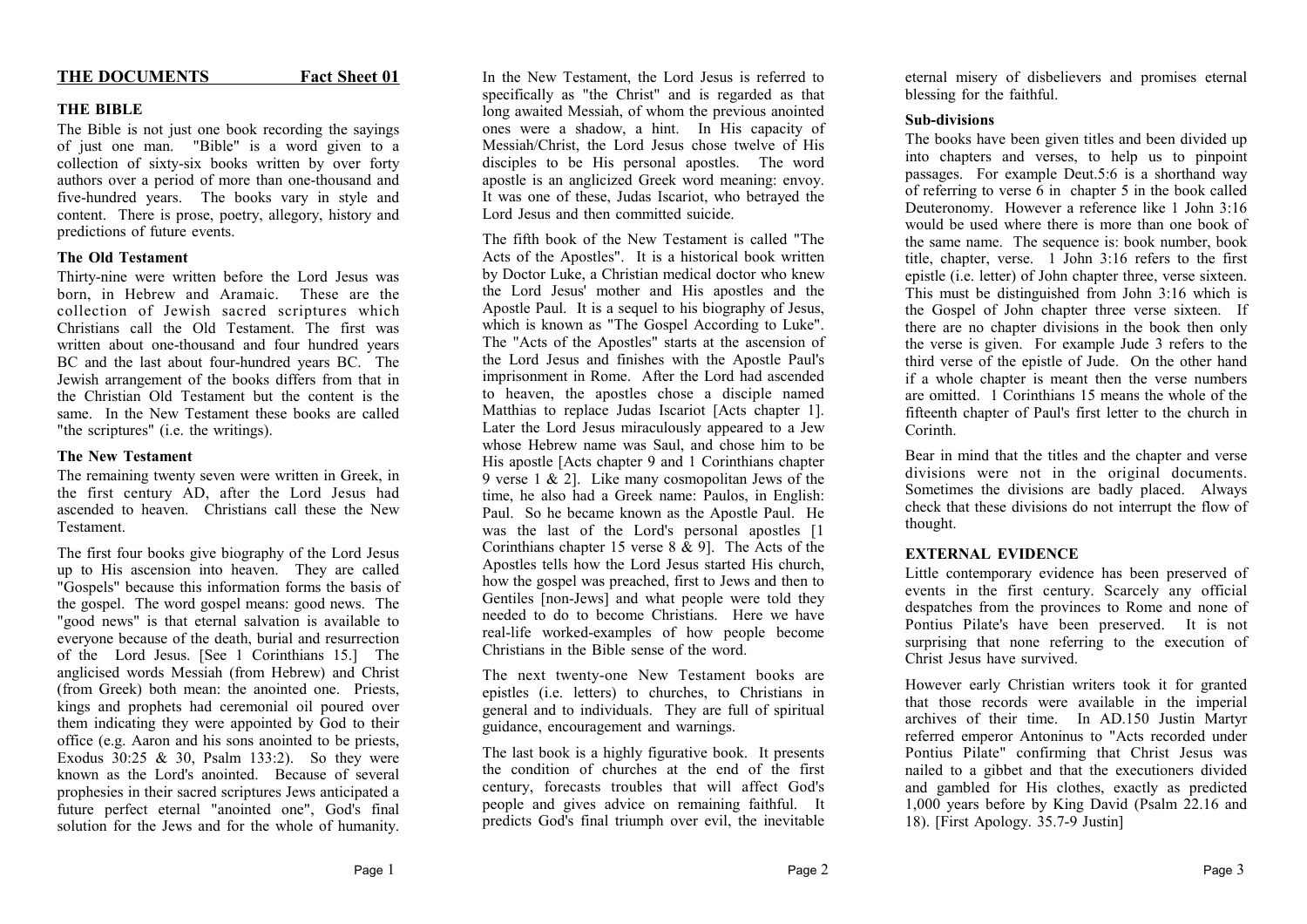## THE DOCUMENTS — Fact Sheet 01

### THE BIBLE

The Bible is not just one book recording the sayings of just one man. "Bible" is a word given to a collection of sixty-six books written by over forty authors over a period of more than one-thousand and five-hundred years. The books vary in style and content. There is prose, poetry, allegory, history and predictions of future events.

#### The Old Testament

Thirty-nine were written before the Lord Jesus was born, in Hebrew and Aramaic. These are the collection of Jewish sacred scriptures which Christians call the Old Testament. The first was written about one-thousand and four hundred years BC and the last about four-hundred years BC. The Jewish arrangement of the books differs from that in the Christian Old Testament but the content is the same. In the New Testament these books are called "the scriptures" (i.e. the writings).

#### The New Testament

The remaining twenty seven were written in Greek, in the first century AD, after the Lord Jesus had ascended to heaven. Christians call these the New Testament.

The first four books give biography of the Lord Jesus up to His ascension into heaven. They are called "Gospels" because this information forms the basis of the gospel. The word gospel means: good news. The "good news" is that eternal salvation is available to everyone because of the death, burial and resurrection of the Lord Jesus. [See 1 Corinthians 15.] The anglicised words Messiah (from Hebrew) and Christ (from Greek) both mean: the anointed one. Priests, kings and prophets had ceremonial oil poured over them indicating they were appointed by God to their office (e.g. Aaron and his sons anointed to be priests, Exodus 30:25 & 30, Psalm 133:2). So they were known as the Lord's anointed. Because of several prophesies in their sacred scriptures Jews anticipated a future perfect eternal "anointed one", God's final solution for the Jews and for the whole of humanity.

In the New Testament, the Lord Jesus is referred to specifically as "the Christ" and is regarded as that long awaited Messiah, of whom the previous anointed ones were a shadow, a hint. In His capacity of Messiah/Christ, the Lord Jesus chose twelve of His disciples to be His personal apostles. The word apostle is an anglicized Greek word meaning: envoy. It was one of these, Judas Iscariot, who betrayed the Lord Jesus and then committed suicide.

The fifth book of the New Testament is called "The Acts of the Apostles". It is a historical book written by Doctor Luke, a Christian medical doctor who knew the Lord Jesus' mother and His apostles and the Apostle Paul. It is a sequel to his biography of Jesus, which is known as "The Gospel According to Luke". The "Acts of the Apostles" starts at the ascension of the Lord Jesus and finishes with the Apostle Paul's imprisonment in Rome. After the Lord had ascended to heaven, the apostles chose a disciple named Matthias to replace Judas Iscariot [Acts chapter 1]. Later the Lord Jesus miraculously appeared to a Jew whose Hebrew name was Saul, and chose him to be His apostle [Acts chapter 9 and 1 Corinthians chapter 9 verse 1 & 2]. Like many cosmopolitan Jews of the time, he also had a Greek name: Paulos, in English: Paul. So he became known as the Apostle Paul. He was the last of the Lord's personal apostles [1 Corinthians chapter 15 verse 8 & 9]. The Acts of the Apostles tells how the Lord Jesus started His church, how the gospel was preached, first to Jews and then to Gentiles [non-Jews] and what people were told they needed to do to become Christians. Here we have real-life worked-examples of how people become Christians in the Bible sense of the word.

The next twenty-one New Testament books are epistles (i.e. letters) to churches, to Christians in general and to individuals. They are full of spiritual guidance, encouragement and warnings.

The last book is a highly figurative book. It presents the condition of churches at the end of the first century, forecasts troubles that will affect God's people and gives advice on remaining faithful. It predicts God's final triumph over evil, the inevitable eternal misery of disbelievers and promises eternal blessing for the faithful.

#### Sub-divisions

The books have been given titles and been divided up into chapters and verses, to help us to pinpoint passages. For example Deut.5:6 is a shorthand way of referring to verse 6 in chapter 5 in the book called Deuteronomy. However a reference like 1 John 3:16 would be used where there is more than one book of the same name. The sequence is: book number, book title, chapter, verse. 1 John 3:16 refers to the first epistle (i.e. letter) of John chapter three, verse sixteen. This must be distinguished from John 3:16 which is the Gospel of John chapter three verse sixteen. If there are no chapter divisions in the book then only the verse is given. For example Jude 3 refers to the third verse of the epistle of Jude. On the other hand if a whole chapter is meant then the verse numbers are omitted. 1 Corinthians 15 means the whole of the fifteenth chapter of Paul's first letter to the church in Corinth.

Bear in mind that the titles and the chapter and verse divisions were not in the original documents. Sometimes the divisions are badly placed. Always check that these divisions do not interrupt the flow of thought.

### EXTERNAL EVIDENCE

Little contemporary evidence has been preserved of events in the first century. Scarcely any official despatches from the provinces to Rome and none of Pontius Pilate's have been preserved. It is not surprising that none referring to the execution of Christ Jesus have survived.

However early Christian writers took it for granted that those records were available in the imperial archives of their time. In AD.150 Justin Martyr referred emperor Antoninus to "Acts recorded under Pontius Pilate" confirming that Christ Jesus was nailed to a gibbet and that the executioners divided and gambled for His clothes, exactly as predicted 1,000 years before by King David (Psalm 22.16 and 18). [First Apology. 35.7-9 Justin]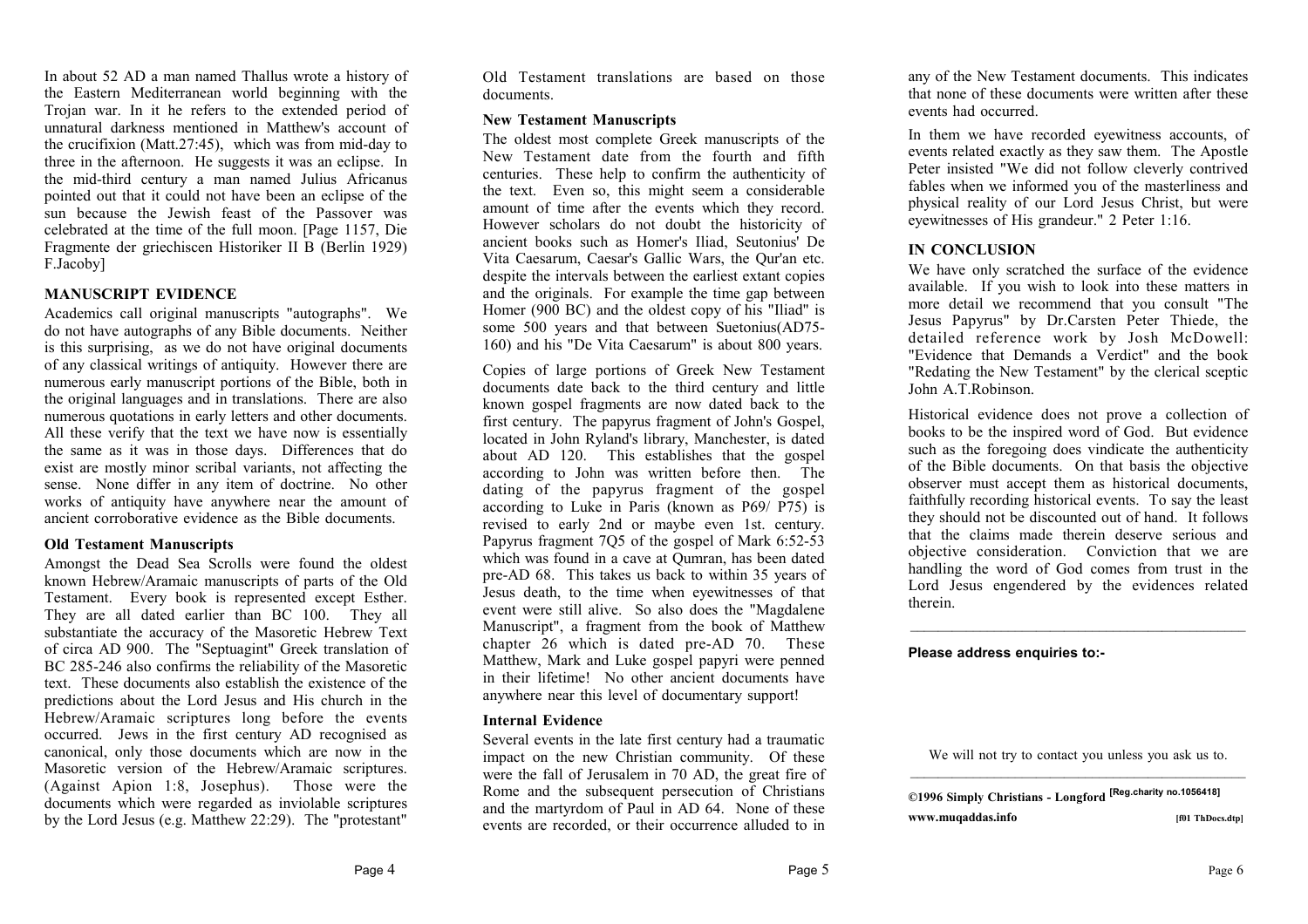In about 52 AD a man named Thallus wrote a history of the Eastern Mediterranean world beginning with the Trojan war. In it he refers to the extended period of unnatural darkness mentioned in Matthew's account of the crucifixion (Matt.27:45), which was from mid-day to three in the afternoon. He suggests it was an eclipse. In the mid-third century a man named Julius Africanus pointed out that it could not have been an eclipse of the sun because the Jewish feast of the Passover was celebrated at the time of the full moon. [Page 1157, Die Fragmente der griechiscen Historiker II B (Berlin 1929) F.Jacoby]

## MANUSCRIPT EVIDENCE

Academics call original manuscripts "autographs". We do not have autographs of any Bible documents. Neither is this surprising, as we do not have original documents of any classical writings of antiquity. However there are numerous early manuscript portions of the Bible, both in the original languages and in translations. There are also numerous quotations in early letters and other documents. All these verify that the text we have now is essentially the same as it was in those days. Differences that do exist are mostly minor scribal variants, not affecting the sense. None differ in any item of doctrine. No other works of antiquity have anywhere near the amount of ancient corroborative evidence as the Bible documents.

### Old Testament Manuscripts

Amongst the Dead Sea Scrolls were found the oldest known Hebrew/Aramaic manuscripts of parts of the Old Testament. Every book is represented except Esther. They are all dated earlier than BC 100. They all substantiate the accuracy of the Masoretic Hebrew Text of circa AD 900. The "Septuagint" Greek translation of BC 285-246 also confirms the reliability of the Masoretic text. These documents also establish the existence of the predictions about the Lord Jesus and His church in the Hebrew/Aramaic scriptures long before the events occurred. Jews in the first century AD recognised as canonical, only those documents which are now in the Masoretic version of the Hebrew/Aramaic scriptures. (Against Apion 1:8, Josephus). Those were the documents which were regarded as inviolable scriptures by the Lord Jesus (e.g. Matthew 22:29). The "protestant" Old Testament translations are based on those documents.

### New Testament Manuscripts

The oldest most complete Greek manuscripts of the New Testament date from the fourth and fifth centuries. These help to confirm the authenticity of the text. Even so, this might seem a considerable amount of time after the events which they record. However scholars do not doubt the historicity of ancient books such as Homer's Iliad, Seutonius' De Vita Caesarum, Caesar's Gallic Wars, the Qur'an etc. despite the intervals between the earliest extant copies and the originals. For example the time gap between Homer (900 BC) and the oldest copy of his "Iliad" is some 500 years and that between Suetonius(AD75-160) and his "De Vita Caesarum" is about 800 years.

Copies of large portions of Greek New Testament documents date back to the third century and little known gospel fragments are now dated back to the first century. The papyrus fragment of John's Gospel, located in John Ryland's library, Manchester, is dated about AD 120. This establishes that the gospel according to John was written before then. The dating of the papyrus fragment of the gospel according to Luke in Paris (known as P69/ P75) is revised to early 2nd or maybe even 1st. century. Papyrus fragment 7Q5 of the gospel of Mark 6:52-53 which was found in a cave at Qumran, has been dated pre-AD 68. This takes us back to within 35 years of Jesus death, to the time when eyewitnesses of that event were still alive. So also does the "Magdalene Manuscript", a fragment from the book of Matthew chapter 26 which is dated pre-AD 70. These Matthew, Mark and Luke gospel papyri were penned in their lifetime! No other ancient documents have anywhere near this level of documentary support!

### Internal Evidence

Several events in the late first century had a traumatic impact on the new Christian community. Of these were the fall of Jerusalem in 70 AD, the great fire of Rome and the subsequent persecution of Christians and the martyrdom of Paul in AD 64. None of these events are recorded, or their occurrence alluded to in any of the New Testament documents. This indicates that none of these documents were written after these events had occurred.

In them we have recorded eyewitness accounts, of events related exactly as they saw them. The Apostle Peter insisted "We did not follow cleverly contrived fables when we informed you of the masterliness and physical reality of our Lord Jesus Christ, but were eyewitnesses of His grandeur." 2 Peter 1:16.

## IN CONCLUSION

We have only scratched the surface of the evidence available. If you wish to look into these matters in more detail we recommend that you consult "The Jesus Papyrus" by Dr.Carsten Peter Thiede, the detailed reference work by Josh McDowell: "Evidence that Demands a Verdict" and the book "Redating the New Testament" by the clerical sceptic John A.T.Robinson.

Historical evidence does not prove a collection of books to be the inspired word of God. But evidence such as the foregoing does vindicate the authenticity of the Bible documents. On that basis the objective observer must accept them as historical documents, faithfully recording historical events. To say the least they should not be discounted out of hand. It follows that the claims made therein deserve serious and objective consideration. Conviction that we are handling the word of God comes from trust in the Lord Jesus engendered by the evidences related therein.

---

**Please address enquiries to:-**

We will not try to contact you unless you ask us to.

---

**©1996 Simply Christians - Longford** [Reg.charity no.1056418]

**www.muqaddas.info** [f01 ThDocs.dtp]